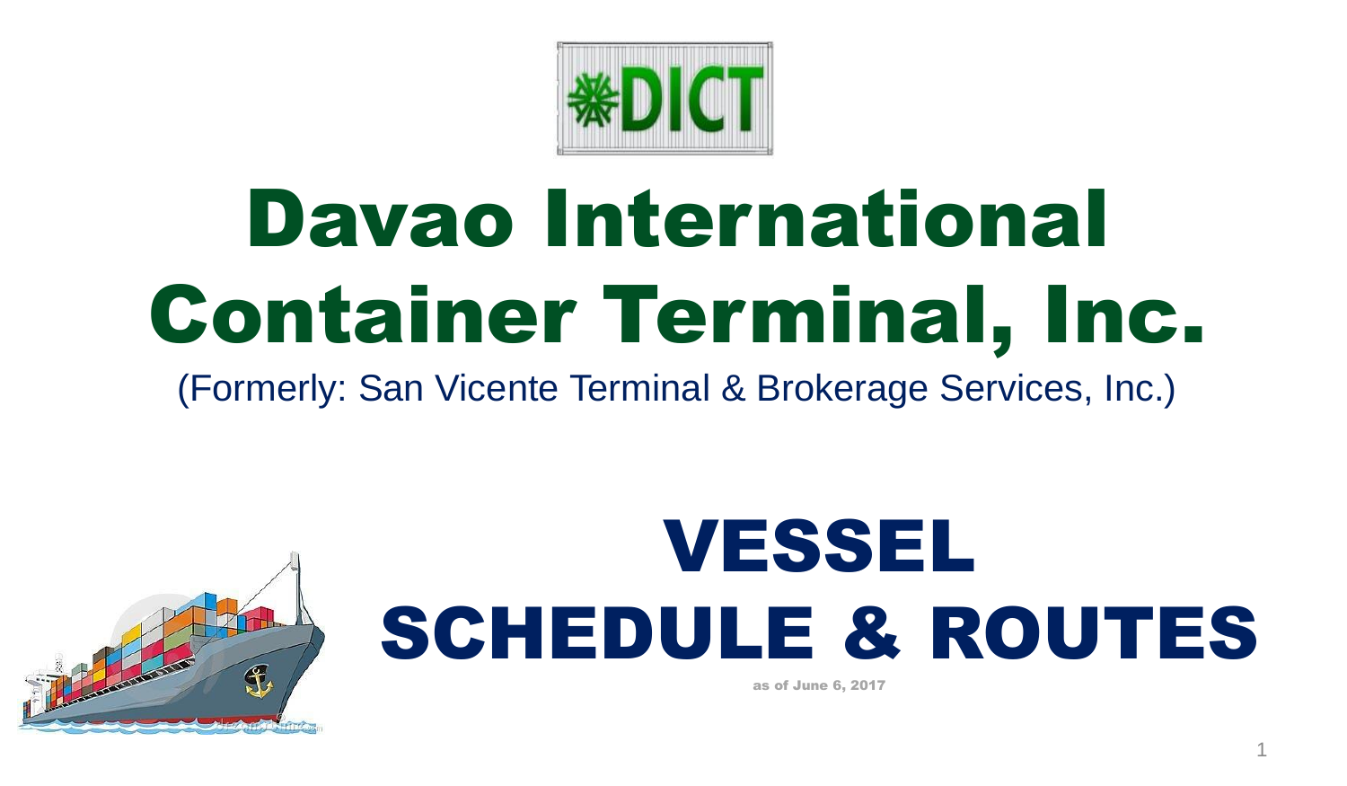DICT

# Davao International Container Terminal, Inc.

(Formerly: San Vicente Terminal & Brokerage Services, Inc.)

# VESSEL SCHEDULE & ROUTES

as of June 6, 2017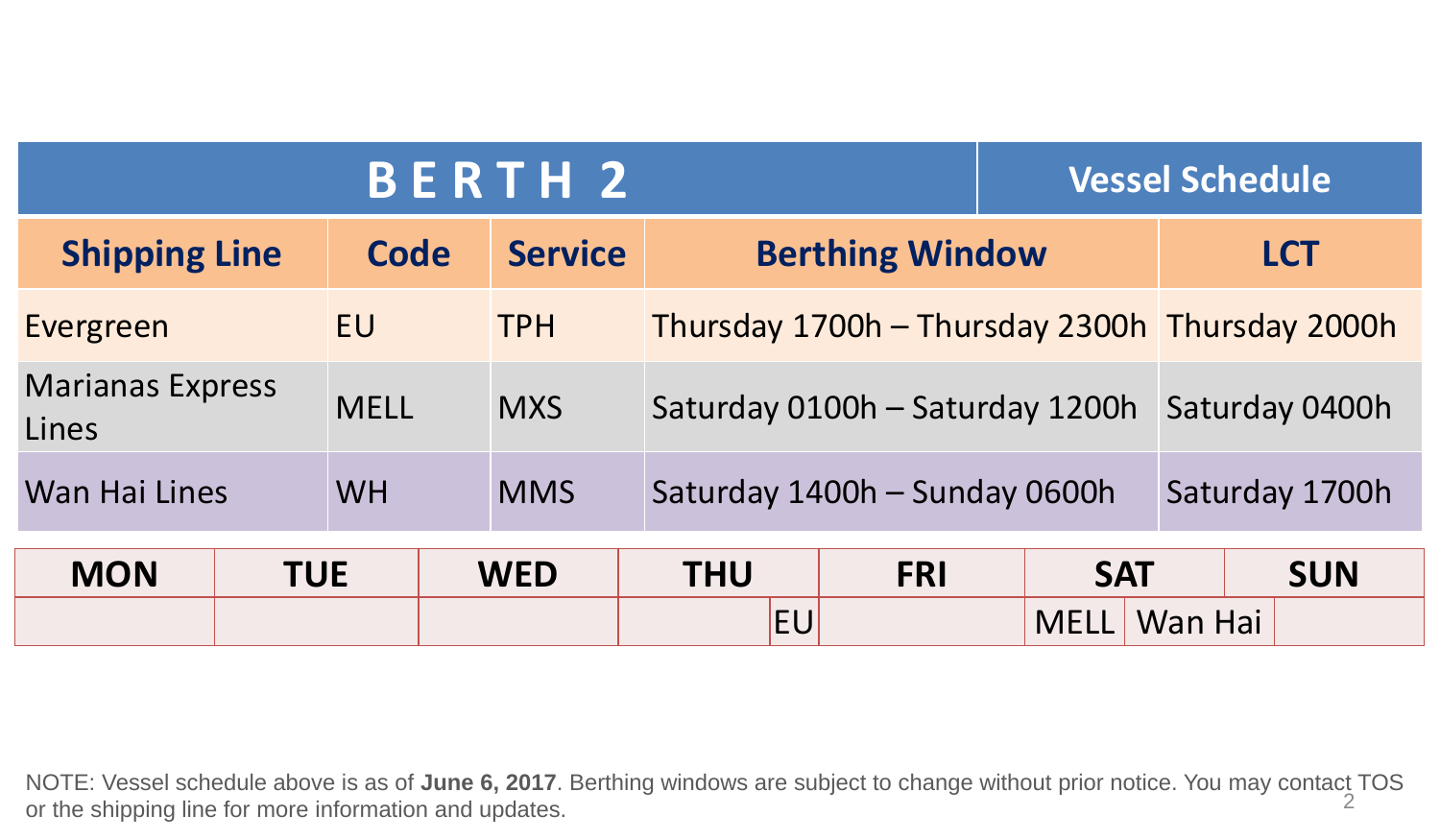# BERTH 2

## Vessel Schedule

| Shipping Line | Code | Service | Berthing Window | LCT |
|---|---|---|---|---|
| Evergreen | EU | TPH | Thursday 1700h – Thursday 2300h | Thursday 2000h |
| Marianas Express Lines | MELL | MXS | Saturday 0100h – Saturday 1200h | Saturday 0400h |
| Wan Hai Lines | WH | MMS | Saturday 1400h – Sunday 0600h | Saturday 1700h |

| MON | TUE | WED | THU | FRI | SAT | SUN |
|---|---|---|---|---|---|---|
| | | | EU | | MELL, Wan Hai | |

NOTE: Vessel schedule above is as of **June 6, 2017**. Berthing windows are subject to change without prior notice. You may contact TOS or the shipping line for more information and updates.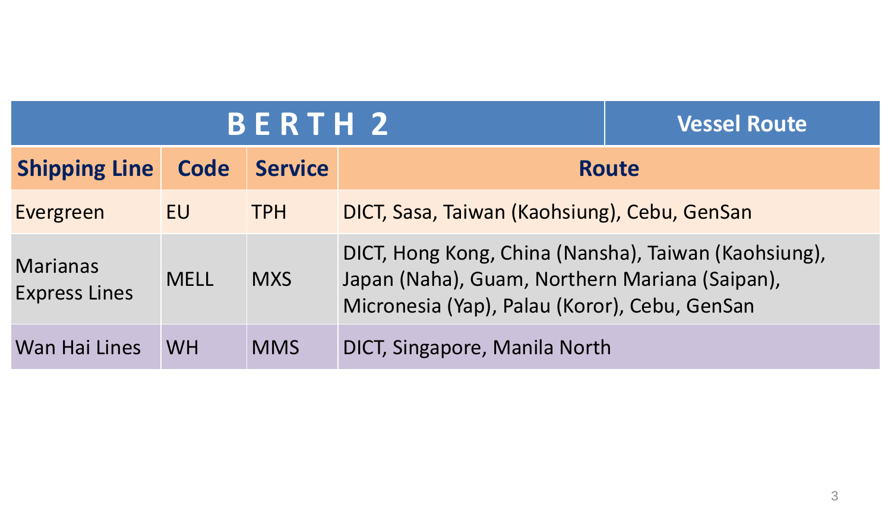| BERTH 2 | | | Vessel Route |
|---|---|---|---|
| **Shipping Line** | **Code** | **Service** | **Route** |
| Evergreen | EU | TPH | DICT, Sasa, Taiwan (Kaohsiung), Cebu, GenSan |
| Marianas Express Lines | MELL | MXS | DICT, Hong Kong, China (Nansha), Taiwan (Kaohsiung), Japan (Naha), Guam, Northern Mariana (Saipan), Micronesia (Yap), Palau (Koror), Cebu, GenSan |
| Wan Hai Lines | WH | MMS | DICT, Singapore, Manila North |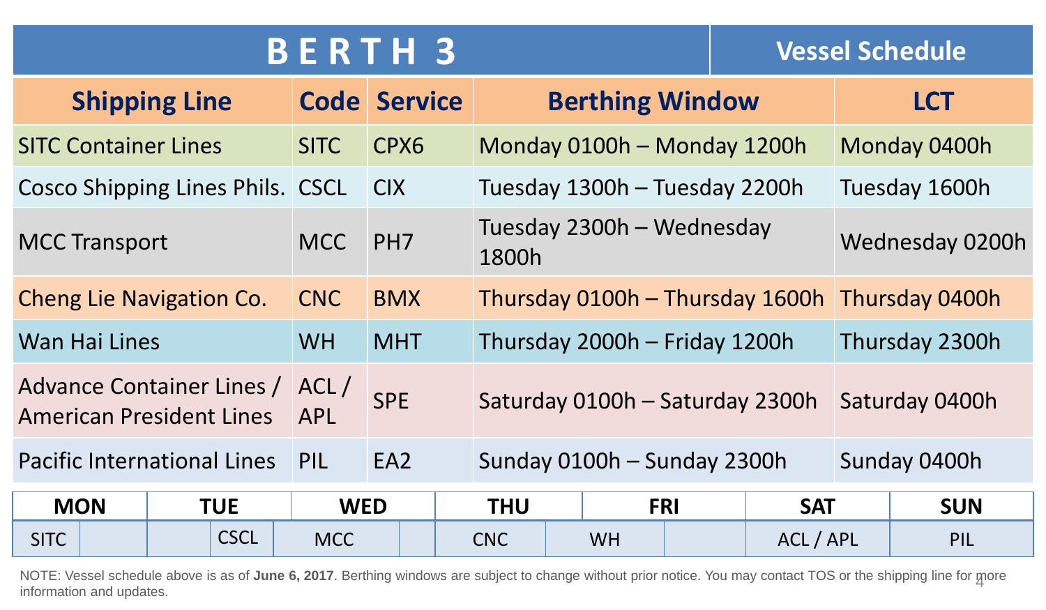# BERTH 3

## Vessel Schedule

| Shipping Line | Code | Service | Berthing Window | LCT |
|---|---|---|---|---|
| SITC Container Lines | SITC | CPX6 | Monday 0100h – Monday 1200h | Monday 0400h |
| Cosco Shipping Lines Phils. | CSCL | CIX | Tuesday 1300h – Tuesday 2200h | Tuesday 1600h |
| MCC Transport | MCC | PH7 | Tuesday 2300h – Wednesday 1800h | Wednesday 0200h |
| Cheng Lie Navigation Co. | CNC | BMX | Thursday 0100h – Thursday 1600h | Thursday 0400h |
| Wan Hai Lines | WH | MHT | Thursday 2000h – Friday 1200h | Thursday 2300h |
| Advance Container Lines / American President Lines | ACL / APL | SPE | Saturday 0100h – Saturday 2300h | Saturday 0400h |
| Pacific International Lines | PIL | EA2 | Sunday 0100h – Sunday 2300h | Sunday 0400h |

| MON | TUE | WED | THU | FRI | SAT | SUN |
|---|---|---|---|---|---|---|
| SITC | CSCL | MCC | CNC | WH | ACL / APL | PIL |

NOTE: Vessel schedule above is as of **June 6, 2017**. Berthing windows are subject to change without prior notice. You may contact TOS or the shipping line for more information and updates.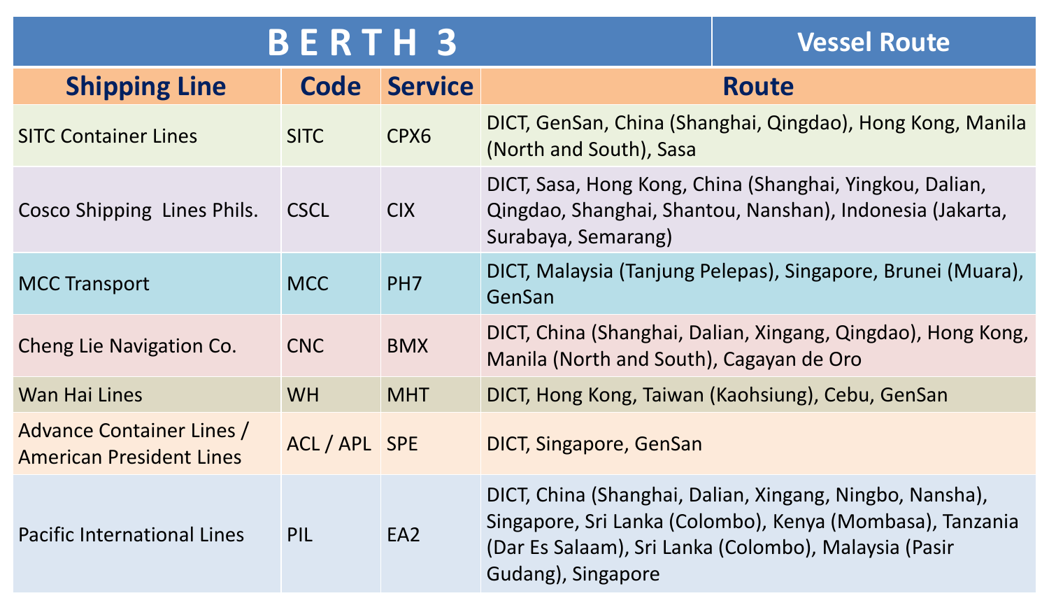| BERTH 3 | | | Vessel Route |
|---|---|---|---|
| **Shipping Line** | **Code** | **Service** | **Route** |
| SITC Container Lines | SITC | CPX6 | DICT, GenSan, China (Shanghai, Qingdao), Hong Kong, Manila (North and South), Sasa |
| Cosco Shipping Lines Phils. | CSCL | CIX | DICT, Sasa, Hong Kong, China (Shanghai, Yingkou, Dalian, Qingdao, Shanghai, Shantou, Nanshan), Indonesia (Jakarta, Surabaya, Semarang) |
| MCC Transport | MCC | PH7 | DICT, Malaysia (Tanjung Pelepas), Singapore, Brunei (Muara), GenSan |
| Cheng Lie Navigation Co. | CNC | BMX | DICT, China (Shanghai, Dalian, Xingang, Qingdao), Hong Kong, Manila (North and South), Cagayan de Oro |
| Wan Hai Lines | WH | MHT | DICT, Hong Kong, Taiwan (Kaohsiung), Cebu, GenSan |
| Advance Container Lines / American President Lines | ACL / APL | SPE | DICT, Singapore, GenSan |
| Pacific International Lines | PIL | EA2 | DICT, China (Shanghai, Dalian, Xingang, Ningbo, Nansha), Singapore, Sri Lanka (Colombo), Kenya (Mombasa), Tanzania (Dar Es Salaam), Sri Lanka (Colombo), Malaysia (Pasir Gudang), Singapore |